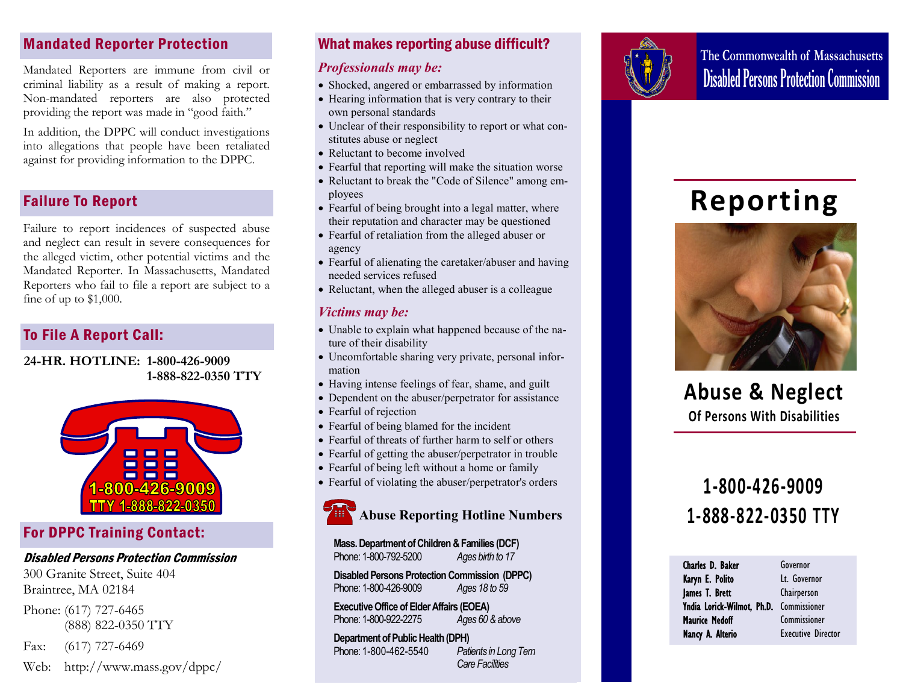## Mandated Reporter Protection

Mandated Reporters are immune from civil or criminal liability as a result of making a report. Non-mandated reporters are also protected providing the report was made in "good faith."

In addition, the DPPC will conduct investigations into allegations that people have been retaliated against for providing information to the DPPC.

## Failure To Report

Failure to report incidences of suspected abuse and neglect can result in severe consequences for the alleged victim, other potential victims and the Mandated Reporter. In Massachusetts, Mandated Reporters who fail to file a report are subject to a fine of up to $1,000.

## To File A Report Call:

**24-HR. HOTLINE: 1-800-426-9009**
**1-888-822-0350 TTY**

1-800-426-9009
TTY 1-888-822-0350

## For DPPC Training Contact:

***Disabled Persons Protection Commission***
300 Granite Street, Suite 404
Braintree, MA 02184

Phone: (617) 727-6465
(888) 822-0350 TTY

Fax: (617) 727-6469

Web: http://www.mass.gov/dppc/

## What makes reporting abuse difficult?

### *Professionals may be:*

- Shocked, angered or embarrassed by information
- Hearing information that is very contrary to their own personal standards
- Unclear of their responsibility to report or what constitutes abuse or neglect
- Reluctant to become involved
- Fearful that reporting will make the situation worse
- Reluctant to break the "Code of Silence" among employees
- Fearful of being brought into a legal matter, where their reputation and character may be questioned
- Fearful of retaliation from the alleged abuser or agency
- Fearful of alienating the caretaker/abuser and having needed services refused
- Reluctant, when the alleged abuser is a colleague

### *Victims may be:*

- Unable to explain what happened because of the nature of their disability
- Uncomfortable sharing very private, personal information
- Having intense feelings of fear, shame, and guilt
- Dependent on the abuser/perpetrator for assistance
- Fearful of rejection
- Fearful of being blamed for the incident
- Fearful of threats of further harm to self or others
- Fearful of getting the abuser/perpetrator in trouble
- Fearful of being left without a home or family
- Fearful of violating the abuser/perpetrator's orders

### Abuse Reporting Hotline Numbers

**Mass. Department of Children & Families (DCF)**
Phone: 1-800-792-5200 *Ages birth to 17*

**Disabled Persons Protection Commission (DPPC)**
Phone: 1-800-426-9009 *Ages 18 to 59*

**Executive Office of Elder Affairs (EOEA)**
Phone: 1-800-922-2275 *Ages 60 & above*

**Department of Public Health (DPH)**
Phone: 1-800-462-5540 *Patients in Long Tern Care Facilities*

The Commonwealth of Massachusetts
Disabled Persons Protection Commission

# Reporting

## Abuse & Neglect

### Of Persons With Disabilities

**1-800-426-9009**
**1-888-822-0350 TTY**

| | |
|---|---|
| **Charles D. Baker** | Governor |
| **Karyn E. Polito** | Lt. Governor |
| **James T. Brett** | Chairperson |
| **Yndia Lorick-Wilmot, Ph.D.** | Commissioner |
| **Maurice Medoff** | Commissioner |
| **Nancy A. Alterio** | Executive Director |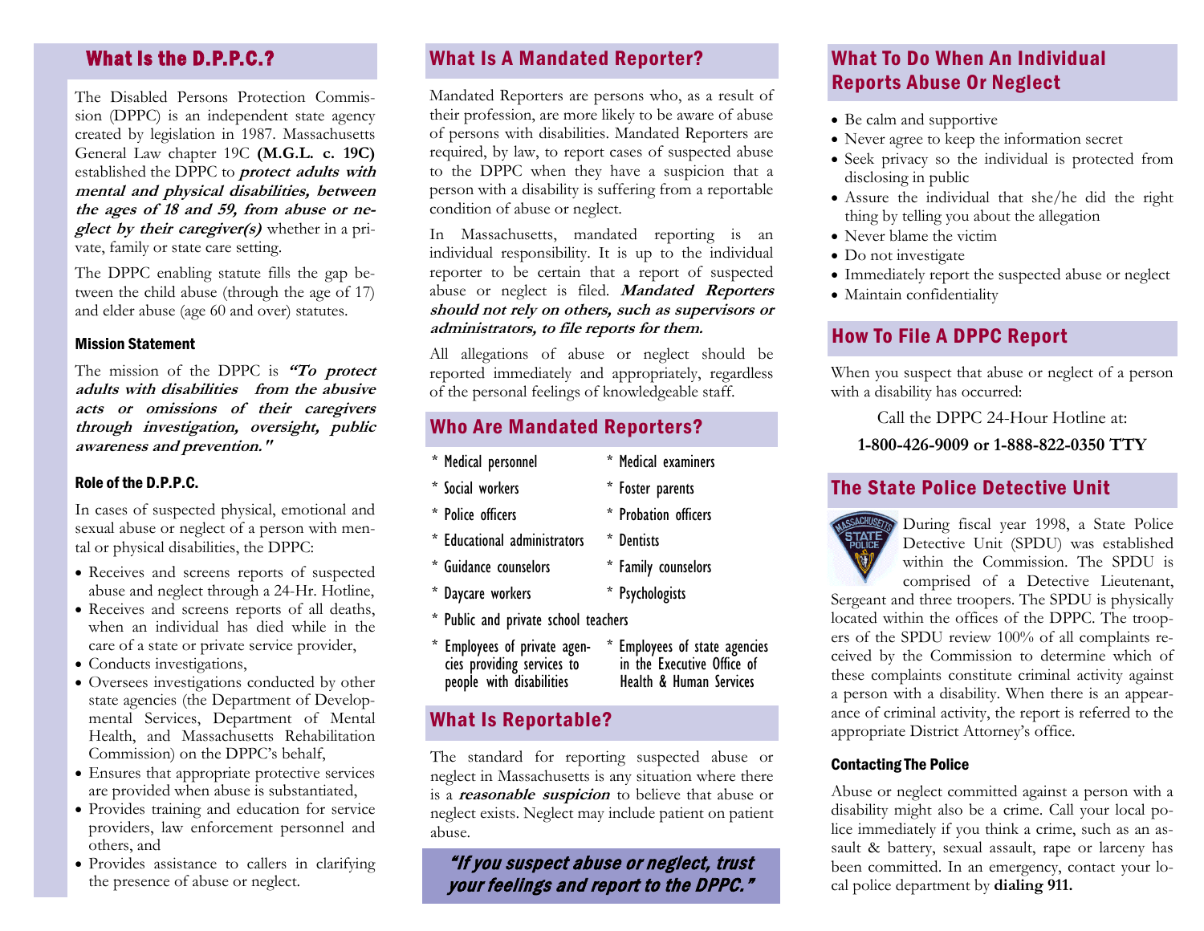## What Is the D.P.P.C.?

The Disabled Persons Protection Commission (DPPC) is an independent state agency created by legislation in 1987. Massachusetts General Law chapter 19C **(M.G.L. c. 19C)** established the DPPC to ***protect adults with mental and physical disabilities, between the ages of 18 and 59, from abuse or neglect by their caregiver(s)*** whether in a private, family or state care setting.

The DPPC enabling statute fills the gap between the child abuse (through the age of 17) and elder abuse (age 60 and over) statutes.

### Mission Statement

The mission of the DPPC is ***"To protect adults with disabilities from the abusive acts or omissions of their caregivers through investigation, oversight, public awareness and prevention."***

### Role of the D.P.P.C.

In cases of suspected physical, emotional and sexual abuse or neglect of a person with mental or physical disabilities, the DPPC:

- Receives and screens reports of suspected abuse and neglect through a 24-Hr. Hotline,
- Receives and screens reports of all deaths, when an individual has died while in the care of a state or private service provider,
- Conducts investigations,
- Oversees investigations conducted by other state agencies (the Department of Developmental Services, Department of Mental Health, and Massachusetts Rehabilitation Commission) on the DPPC's behalf,
- Ensures that appropriate protective services are provided when abuse is substantiated,
- Provides training and education for service providers, law enforcement personnel and others, and
- Provides assistance to callers in clarifying the presence of abuse or neglect.

## What Is A Mandated Reporter?

Mandated Reporters are persons who, as a result of their profession, are more likely to be aware of abuse of persons with disabilities. Mandated Reporters are required, by law, to report cases of suspected abuse to the DPPC when they have a suspicion that a person with a disability is suffering from a reportable condition of abuse or neglect.

In Massachusetts, mandated reporting is an individual responsibility. It is up to the individual reporter to be certain that a report of suspected abuse or neglect is filed. ***Mandated Reporters should not rely on others, such as supervisors or administrators, to file reports for them.***

All allegations of abuse or neglect should be reported immediately and appropriately, regardless of the personal feelings of knowledgeable staff.

## Who Are Mandated Reporters?

* Medical personnel
* Social workers
* Police officers
* Educational administrators
* Guidance counselors
* Daycare workers
* Medical examiners
* Foster parents
* Probation officers
* Dentists
* Family counselors
* Psychologists
* Public and private school teachers
* Employees of private agencies providing services to people with disabilities
* Employees of state agencies in the Executive Office of Health & Human Services

## What Is Reportable?

The standard for reporting suspected abuse or neglect in Massachusetts is any situation where there is a ***reasonable suspicion*** to believe that abuse or neglect exists. Neglect may include patient on patient abuse.

***"If you suspect abuse or neglect, trust your feelings and report to the DPPC."***

## What To Do When An Individual Reports Abuse Or Neglect

- Be calm and supportive
- Never agree to keep the information secret
- Seek privacy so the individual is protected from disclosing in public
- Assure the individual that she/he did the right thing by telling you about the allegation
- Never blame the victim
- Do not investigate
- Immediately report the suspected abuse or neglect
- Maintain confidentiality

## How To File A DPPC Report

When you suspect that abuse or neglect of a person with a disability has occurred:

Call the DPPC 24-Hour Hotline at:

**1-800-426-9009 or 1-888-822-0350 TTY**

## The State Police Detective Unit

During fiscal year 1998, a State Police Detective Unit (SPDU) was established within the Commission. The SPDU is comprised of a Detective Lieutenant, Sergeant and three troopers. The SPDU is physically located within the offices of the DPPC. The troopers of the SPDU review 100% of all complaints received by the Commission to determine which of these complaints constitute criminal activity against a person with a disability. When there is an appearance of criminal activity, the report is referred to the appropriate District Attorney's office.

### Contacting The Police

Abuse or neglect committed against a person with a disability might also be a crime. Call your local police immediately if you think a crime, such as an assault & battery, sexual assault, rape or larceny has been committed. In an emergency, contact your local police department by **dialing 911.**